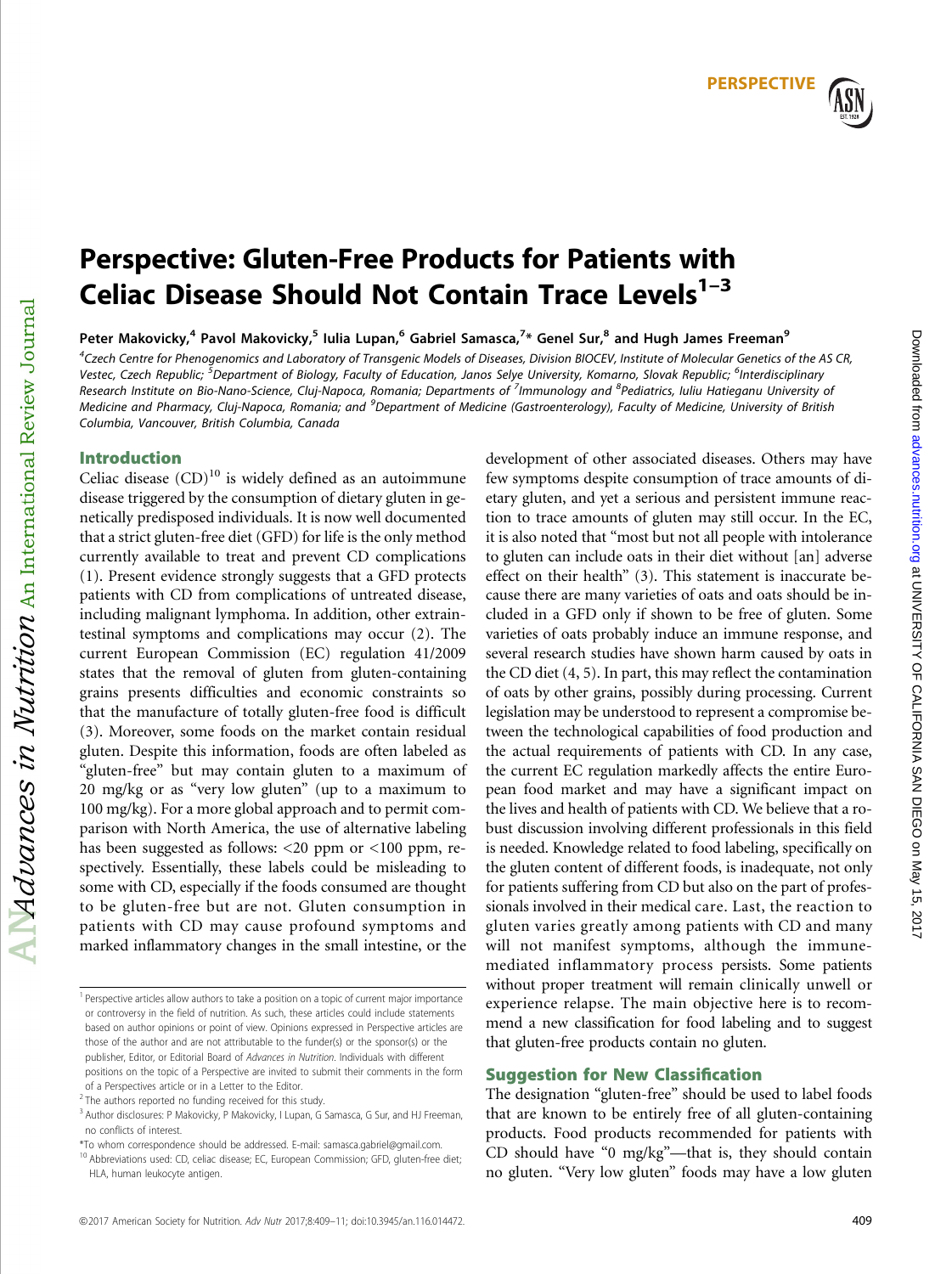# Perspective: Gluten-Free Products for Patients with Celiac Disease Should Not Contain Trace Levels[1–3]

Peter Makovicky,[4] Pavol Makovicky,[5] Iulia Lupan,[6] Gabriel Samasca,[7]* Genel Sur,[8] and Hugh James Freeman[9]

[4]Czech Centre for Phenogenomics and Laboratory of Transgenic Models of Diseases, Division BIOCEV, Institute of Molecular Genetics of the AS CR, Vestec, Czech Republic; [5]Department of Biology, Faculty of Education, Janos Selye University, Komarno, Slovak Republic; [6]Interdisciplinary Research Institute on Bio-Nano-Science, Cluj-Napoca, Romania; Departments of [7]Immunology and [8]Pediatrics, Iuliu Hatieganu University of Medicine and Pharmacy, Cluj-Napoca, Romania; and [9]Department of Medicine (Gastroenterology), Faculty of Medicine, University of British Columbia, Vancouver, British Columbia, Canada

## Introduction

Celiac disease (CD)[10] is widely defined as an autoimmune disease triggered by the consumption of dietary gluten in genetically predisposed individuals. It is now well documented that a strict gluten-free diet (GFD) for life is the only method currently available to treat and prevent CD complications (1). Present evidence strongly suggests that a GFD protects patients with CD from complications of untreated disease, including malignant lymphoma. In addition, other extraintestinal symptoms and complications may occur (2). The current European Commission (EC) regulation 41/2009 states that the removal of gluten from gluten-containing grains presents difficulties and economic constraints so that the manufacture of totally gluten-free food is difficult (3). Moreover, some foods on the market contain residual gluten. Despite this information, foods are often labeled as "gluten-free" but may contain gluten to a maximum of 20 mg/kg or as "very low gluten" (up to a maximum to 100 mg/kg). For a more global approach and to permit comparison with North America, the use of alternative labeling has been suggested as follows: <20 ppm or <100 ppm, respectively. Essentially, these labels could be misleading to some with CD, especially if the foods consumed are thought to be gluten-free but are not. Gluten consumption in patients with CD may cause profound symptoms and marked inflammatory changes in the small intestine, or the development of other associated diseases. Others may have few symptoms despite consumption of trace amounts of dietary gluten, and yet a serious and persistent immune reaction to trace amounts of gluten may still occur. In the EC, it is also noted that "most but not all people with intolerance to gluten can include oats in their diet without [an] adverse effect on their health" (3). This statement is inaccurate because there are many varieties of oats and oats should be included in a GFD only if shown to be free of gluten. Some varieties of oats probably induce an immune response, and several research studies have shown harm caused by oats in the CD diet (4, 5). In part, this may reflect the contamination of oats by other grains, possibly during processing. Current legislation may be understood to represent a compromise between the technological capabilities of food production and the actual requirements of patients with CD. In any case, the current EC regulation markedly affects the entire European food market and may have a significant impact on the lives and health of patients with CD. We believe that a robust discussion involving different professionals in this field is needed. Knowledge related to food labeling, specifically on the gluten content of different foods, is inadequate, not only for patients suffering from CD but also on the part of professionals involved in their medical care. Last, the reaction to gluten varies greatly among patients with CD and many will not manifest symptoms, although the immune-mediated inflammatory process persists. Some patients without proper treatment will remain clinically unwell or experience relapse. The main objective here is to recommend a new classification for food labeling and to suggest that gluten-free products contain no gluten.

## Suggestion for New Classification

The designation "gluten-free" should be used to label foods that are known to be entirely free of all gluten-containing products. Food products recommended for patients with CD should have "0 mg/kg"—that is, they should contain no gluten. "Very low gluten" foods may have a low gluten

[1] Perspective articles allow authors to take a position on a topic of current major importance or controversy in the field of nutrition. As such, these articles could include statements based on author opinions or point of view. Opinions expressed in Perspective articles are those of the author and are not attributable to the funder(s) or the sponsor(s) or the publisher, Editor, or Editorial Board of *Advances in Nutrition*. Individuals with different positions on the topic of a Perspective are invited to submit their comments in the form of a Perspectives article or in a Letter to the Editor.

[2] The authors reported no funding received for this study.

[3] Author disclosures: P Makovicky, P Makovicky, I Lupan, G Samasca, G Sur, and HJ Freeman, no conflicts of interest.

*To whom correspondence should be addressed. E-mail: samasca.gabriel@gmail.com.

[10] Abbreviations used: CD, celiac disease; EC, European Commission; GFD, gluten-free diet; HLA, human leukocyte antigen.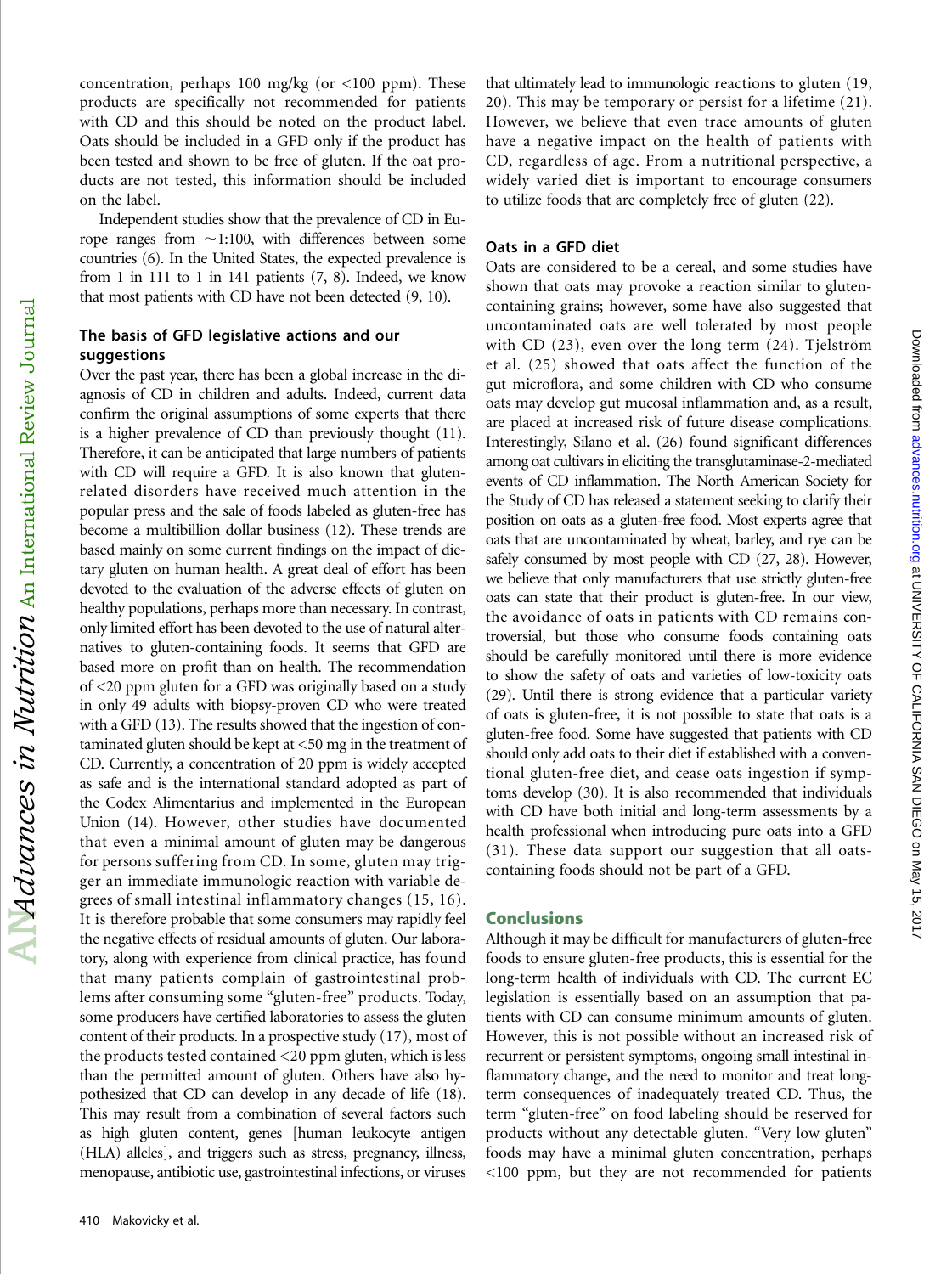concentration, perhaps 100 mg/kg (or <100 ppm). These products are specifically not recommended for patients with CD and this should be noted on the product label. Oats should be included in a GFD only if the product has been tested and shown to be free of gluten. If the oat products are not tested, this information should be included on the label.

Independent studies show that the prevalence of CD in Europe ranges from ~1:100, with differences between some countries (6). In the United States, the expected prevalence is from 1 in 111 to 1 in 141 patients (7, 8). Indeed, we know that most patients with CD have not been detected (9, 10).

### The basis of GFD legislative actions and our suggestions

Over the past year, there has been a global increase in the diagnosis of CD in children and adults. Indeed, current data confirm the original assumptions of some experts that there is a higher prevalence of CD than previously thought (11). Therefore, it can be anticipated that large numbers of patients with CD will require a GFD. It is also known that gluten-related disorders have received much attention in the popular press and the sale of foods labeled as gluten-free has become a multibillion dollar business (12). These trends are based mainly on some current findings on the impact of dietary gluten on human health. A great deal of effort has been devoted to the evaluation of the adverse effects of gluten on healthy populations, perhaps more than necessary. In contrast, only limited effort has been devoted to the use of natural alternatives to gluten-containing foods. It seems that GFD are based more on profit than on health. The recommendation of <20 ppm gluten for a GFD was originally based on a study in only 49 adults with biopsy-proven CD who were treated with a GFD (13). The results showed that the ingestion of contaminated gluten should be kept at <50 mg in the treatment of CD. Currently, a concentration of 20 ppm is widely accepted as safe and is the international standard adopted as part of the Codex Alimentarius and implemented in the European Union (14). However, other studies have documented that even a minimal amount of gluten may be dangerous for persons suffering from CD. In some, gluten may trigger an immediate immunologic reaction with variable degrees of small intestinal inflammatory changes (15, 16). It is therefore probable that some consumers may rapidly feel the negative effects of residual amounts of gluten. Our laboratory, along with experience from clinical practice, has found that many patients complain of gastrointestinal problems after consuming some "gluten-free" products. Today, some producers have certified laboratories to assess the gluten content of their products. In a prospective study (17), most of the products tested contained <20 ppm gluten, which is less than the permitted amount of gluten. Others have also hypothesized that CD can develop in any decade of life (18). This may result from a combination of several factors such as high gluten content, genes [human leukocyte antigen (HLA) alleles], and triggers such as stress, pregnancy, illness, menopause, antibiotic use, gastrointestinal infections, or viruses that ultimately lead to immunologic reactions to gluten (19, 20). This may be temporary or persist for a lifetime (21). However, we believe that even trace amounts of gluten have a negative impact on the health of patients with CD, regardless of age. From a nutritional perspective, a widely varied diet is important to encourage consumers to utilize foods that are completely free of gluten (22).

### Oats in a GFD diet

Oats are considered to be a cereal, and some studies have shown that oats may provoke a reaction similar to gluten-containing grains; however, some have also suggested that uncontaminated oats are well tolerated by most people with CD (23), even over the long term (24). Tjelström et al. (25) showed that oats affect the function of the gut microflora, and some children with CD who consume oats may develop gut mucosal inflammation and, as a result, are placed at increased risk of future disease complications. Interestingly, Silano et al. (26) found significant differences among oat cultivars in eliciting the transglutaminase-2-mediated events of CD inflammation. The North American Society for the Study of CD has released a statement seeking to clarify their position on oats as a gluten-free food. Most experts agree that oats that are uncontaminated by wheat, barley, and rye can be safely consumed by most people with CD (27, 28). However, we believe that only manufacturers that use strictly gluten-free oats can state that their product is gluten-free. In our view, the avoidance of oats in patients with CD remains controversial, but those who consume foods containing oats should be carefully monitored until there is more evidence to show the safety of oats and varieties of low-toxicity oats (29). Until there is strong evidence that a particular variety of oats is gluten-free, it is not possible to state that oats is a gluten-free food. Some have suggested that patients with CD should only add oats to their diet if established with a conventional gluten-free diet, and cease oats ingestion if symptoms develop (30). It is also recommended that individuals with CD have both initial and long-term assessments by a health professional when introducing pure oats into a GFD (31). These data support our suggestion that all oats-containing foods should not be part of a GFD.

## Conclusions

Although it may be difficult for manufacturers of gluten-free foods to ensure gluten-free products, this is essential for the long-term health of individuals with CD. The current EC legislation is essentially based on an assumption that patients with CD can consume minimum amounts of gluten. However, this is not possible without an increased risk of recurrent or persistent symptoms, ongoing small intestinal inflammatory change, and the need to monitor and treat long-term consequences of inadequately treated CD. Thus, the term "gluten-free" on food labeling should be reserved for products without any detectable gluten. "Very low gluten" foods may have a minimal gluten concentration, perhaps <100 ppm, but they are not recommended for patients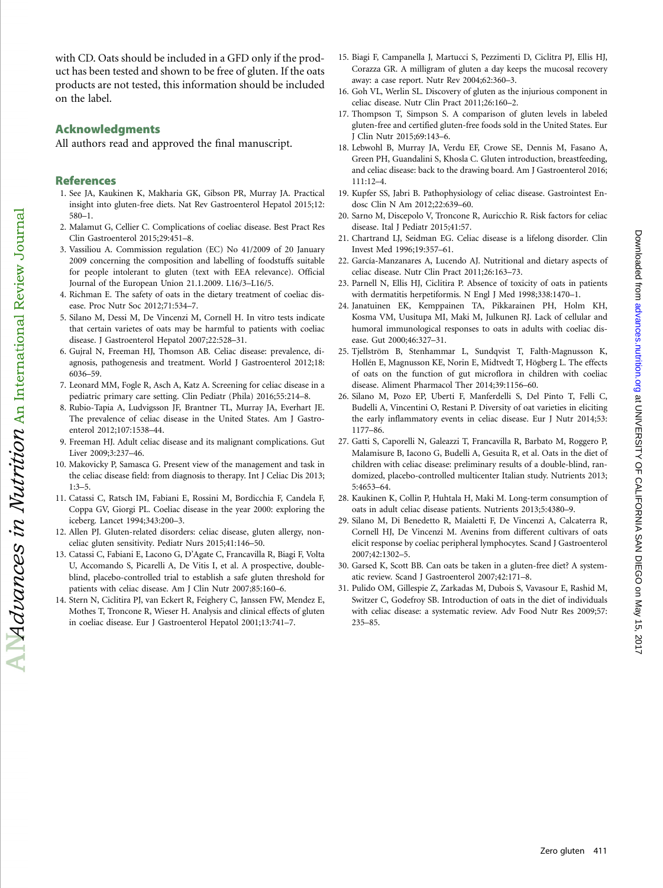with CD. Oats should be included in a GFD only if the product has been tested and shown to be free of gluten. If the oats products are not tested, this information should be included on the label.

## Acknowledgments

All authors read and approved the final manuscript.

## References

1. See JA, Kaukinen K, Makharia GK, Gibson PR, Murray JA. Practical insight into gluten-free diets. Nat Rev Gastroenterol Hepatol 2015;12: 580–1.
2. Malamut G, Cellier C. Complications of coeliac disease. Best Pract Res Clin Gastroenterol 2015;29:451–8.
3. Vassiliou A. Commission regulation (EC) No 41/2009 of 20 January 2009 concerning the composition and labelling of foodstuffs suitable for people intolerant to gluten (text with EEA relevance). Official Journal of the European Union 21.1.2009. L16/3–L16/5.
4. Richman E. The safety of oats in the dietary treatment of coeliac disease. Proc Nutr Soc 2012;71:534–7.
5. Silano M, Dessi M, De Vincenzi M, Cornell H. In vitro tests indicate that certain varietes of oats may be harmful to patients with coeliac disease. J Gastroenterol Hepatol 2007;22:528–31.
6. Gujral N, Freeman HJ, Thomson AB. Celiac disease: prevalence, diagnosis, pathogenesis and treatment. World J Gastroenterol 2012;18: 6036–59.
7. Leonard MM, Fogle R, Asch A, Katz A. Screening for celiac disease in a pediatric primary care setting. Clin Pediatr (Phila) 2016;55:214–8.
8. Rubio-Tapia A, Ludvigsson JF, Brantner TL, Murray JA, Everhart JE. The prevalence of celiac disease in the United States. Am J Gastroenterol 2012;107:1538–44.
9. Freeman HJ. Adult celiac disease and its malignant complications. Gut Liver 2009;3:237–46.
10. Makovicky P, Samasca G. Present view of the management and task in the celiac disease field: from diagnosis to therapy. Int J Celiac Dis 2013; 1:3–5.
11. Catassi C, Ratsch IM, Fabiani E, Rossini M, Bordicchia F, Candela F, Coppa GV, Giorgi PL. Coeliac disease in the year 2000: exploring the iceberg. Lancet 1994;343:200–3.
12. Allen PJ. Gluten-related disorders: celiac disease, gluten allergy, non-celiac gluten sensitivity. Pediatr Nurs 2015;41:146–50.
13. Catassi C, Fabiani E, Lacono G, D'Agate C, Francavilla R, Biagi F, Volta U, Accomando S, Picarelli A, De Vitis I, et al. A prospective, double-blind, placebo-controlled trial to establish a safe gluten threshold for patients with celiac disease. Am J Clin Nutr 2007;85:160–6.
14. Stern N, Ciclitira PJ, van Eckert R, Feighery C, Janssen FW, Mendez E, Mothes T, Troncone R, Wieser H. Analysis and clinical effects of gluten in coeliac disease. Eur J Gastroenterol Hepatol 2001;13:741–7.
15. Biagi F, Campanella J, Martucci S, Pezzimenti D, Ciclitra PJ, Ellis HJ, Corazza GR. A milligram of gluten a day keeps the mucosal recovery away: a case report. Nutr Rev 2004;62:360–3.
16. Goh VL, Werlin SL. Discovery of gluten as the injurious component in celiac disease. Nutr Clin Pract 2011;26:160–2.
17. Thompson T, Simpson S. A comparison of gluten levels in labeled gluten-free and certified gluten-free foods sold in the United States. Eur J Clin Nutr 2015;69:143–6.
18. Lebwohl B, Murray JA, Verdu EF, Crowe SE, Dennis M, Fasano A, Green PH, Guandalini S, Khosla C. Gluten introduction, breastfeeding, and celiac disease: back to the drawing board. Am J Gastroenterol 2016; 111:12–4.
19. Kupfer SS, Jabri B. Pathophysiology of celiac disease. Gastrointest Endosc Clin N Am 2012;22:639–60.
20. Sarno M, Discepolo V, Troncone R, Auricchio R. Risk factors for celiac disease. Ital J Pediatr 2015;41:57.
21. Chartrand LJ, Seidman EG. Celiac disease is a lifelong disorder. Clin Invest Med 1996;19:357–61.
22. García-Manzanares A, Lucendo AJ. Nutritional and dietary aspects of celiac disease. Nutr Clin Pract 2011;26:163–73.
23. Parnell N, Ellis HJ, Ciclitira P. Absence of toxicity of oats in patients with dermatitis herpetiformis. N Engl J Med 1998;338:1470–1.
24. Janatuinen EK, Kemppainen TA, Pikkarainen PH, Holm KH, Kosma VM, Uusitupa MI, Maki M, Julkunen RJ. Lack of cellular and humoral immunological responses to oats in adults with coeliac disease. Gut 2000;46:327–31.
25. Tjellström B, Stenhammar L, Sundqvist T, Falth-Magnusson K, Hollén E, Magnusson KE, Norin E, Midtvedt T, Högberg L. The effects of oats on the function of gut microflora in children with coeliac disease. Aliment Pharmacol Ther 2014;39:1156–60.
26. Silano M, Pozo EP, Uberti F, Manferdelli S, Del Pinto T, Felli C, Budelli A, Vincentini O, Restani P. Diversity of oat varieties in eliciting the early inflammatory events in celiac disease. Eur J Nutr 2014;53: 1177–86.
27. Gatti S, Caporelli N, Galeazzi T, Francavilla R, Barbato M, Roggero P, Malamisure B, Iacono G, Budelli A, Gesuita R, et al. Oats in the diet of children with celiac disease: preliminary results of a double-blind, randomized, placebo-controlled multicenter Italian study. Nutrients 2013; 5:4653–64.
28. Kaukinen K, Collin P, Huhtala H, Maki M. Long-term consumption of oats in adult celiac disease patients. Nutrients 2013;5:4380–9.
29. Silano M, Di Benedetto R, Maialetti F, De Vincenzi A, Calcaterra R, Cornell HJ, De Vincenzi M. Avenins from different cultivars of oats elicit response by coeliac peripheral lymphocytes. Scand J Gastroenterol 2007;42:1302–5.
30. Garsed K, Scott BB. Can oats be taken in a gluten-free diet? A systematic review. Scand J Gastroenterol 2007;42:171–8.
31. Pulido OM, Gillespie Z, Zarkadas M, Dubois S, Vavasour E, Rashid M, Switzer C, Godefroy SB. Introduction of oats in the diet of individuals with celiac disease: a systematic review. Adv Food Nutr Res 2009;57: 235–85.